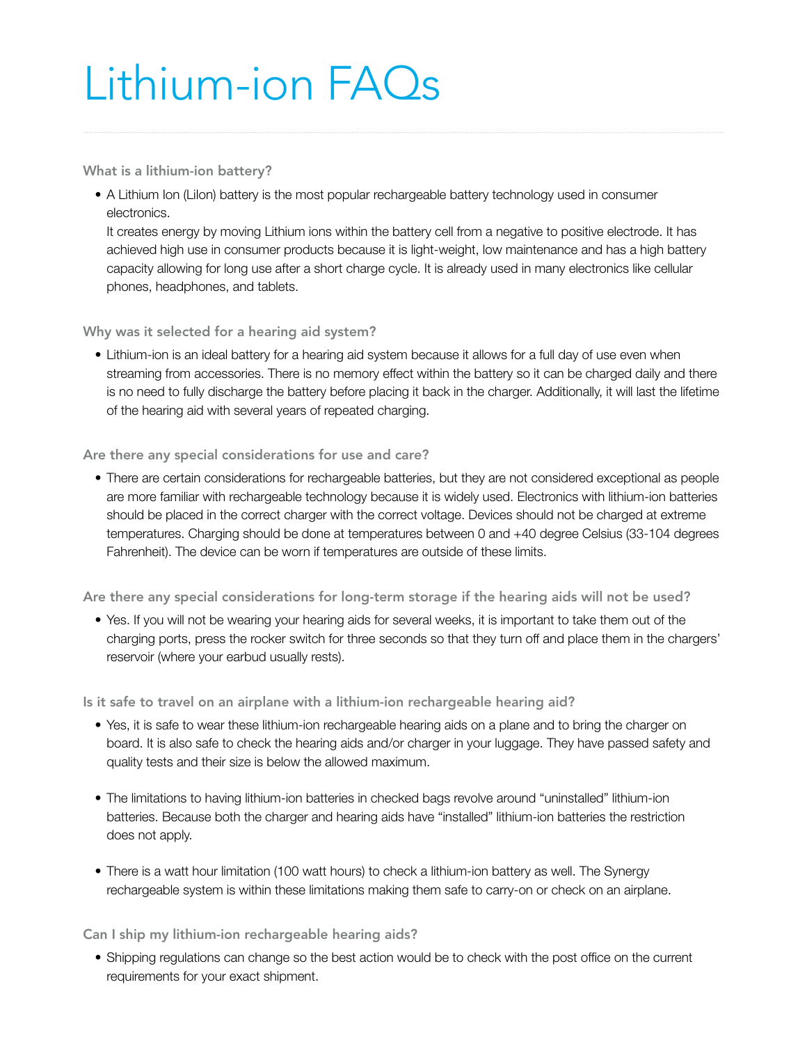# Lithium-ion FAQs

### What is a lithium-ion battery?

- A Lithium Ion (LiIon) battery is the most popular rechargeable battery technology used in consumer electronics.
  It creates energy by moving Lithium ions within the battery cell from a negative to positive electrode. It has achieved high use in consumer products because it is light-weight, low maintenance and has a high battery capacity allowing for long use after a short charge cycle. It is already used in many electronics like cellular phones, headphones, and tablets.

### Why was it selected for a hearing aid system?

- Lithium-ion is an ideal battery for a hearing aid system because it allows for a full day of use even when streaming from accessories. There is no memory effect within the battery so it can be charged daily and there is no need to fully discharge the battery before placing it back in the charger. Additionally, it will last the lifetime of the hearing aid with several years of repeated charging.

### Are there any special considerations for use and care?

- There are certain considerations for rechargeable batteries, but they are not considered exceptional as people are more familiar with rechargeable technology because it is widely used. Electronics with lithium-ion batteries should be placed in the correct charger with the correct voltage. Devices should not be charged at extreme temperatures. Charging should be done at temperatures between 0 and +40 degree Celsius (33-104 degrees Fahrenheit). The device can be worn if temperatures are outside of these limits.

### Are there any special considerations for long-term storage if the hearing aids will not be used?

- Yes. If you will not be wearing your hearing aids for several weeks, it is important to take them out of the charging ports, press the rocker switch for three seconds so that they turn off and place them in the chargers' reservoir (where your earbud usually rests).

### Is it safe to travel on an airplane with a lithium-ion rechargeable hearing aid?

- Yes, it is safe to wear these lithium-ion rechargeable hearing aids on a plane and to bring the charger on board. It is also safe to check the hearing aids and/or charger in your luggage. They have passed safety and quality tests and their size is below the allowed maximum.

- The limitations to having lithium-ion batteries in checked bags revolve around "uninstalled" lithium-ion batteries. Because both the charger and hearing aids have "installed" lithium-ion batteries the restriction does not apply.

- There is a watt hour limitation (100 watt hours) to check a lithium-ion battery as well. The Synergy rechargeable system is within these limitations making them safe to carry-on or check on an airplane.

### Can I ship my lithium-ion rechargeable hearing aids?

- Shipping regulations can change so the best action would be to check with the post office on the current requirements for your exact shipment.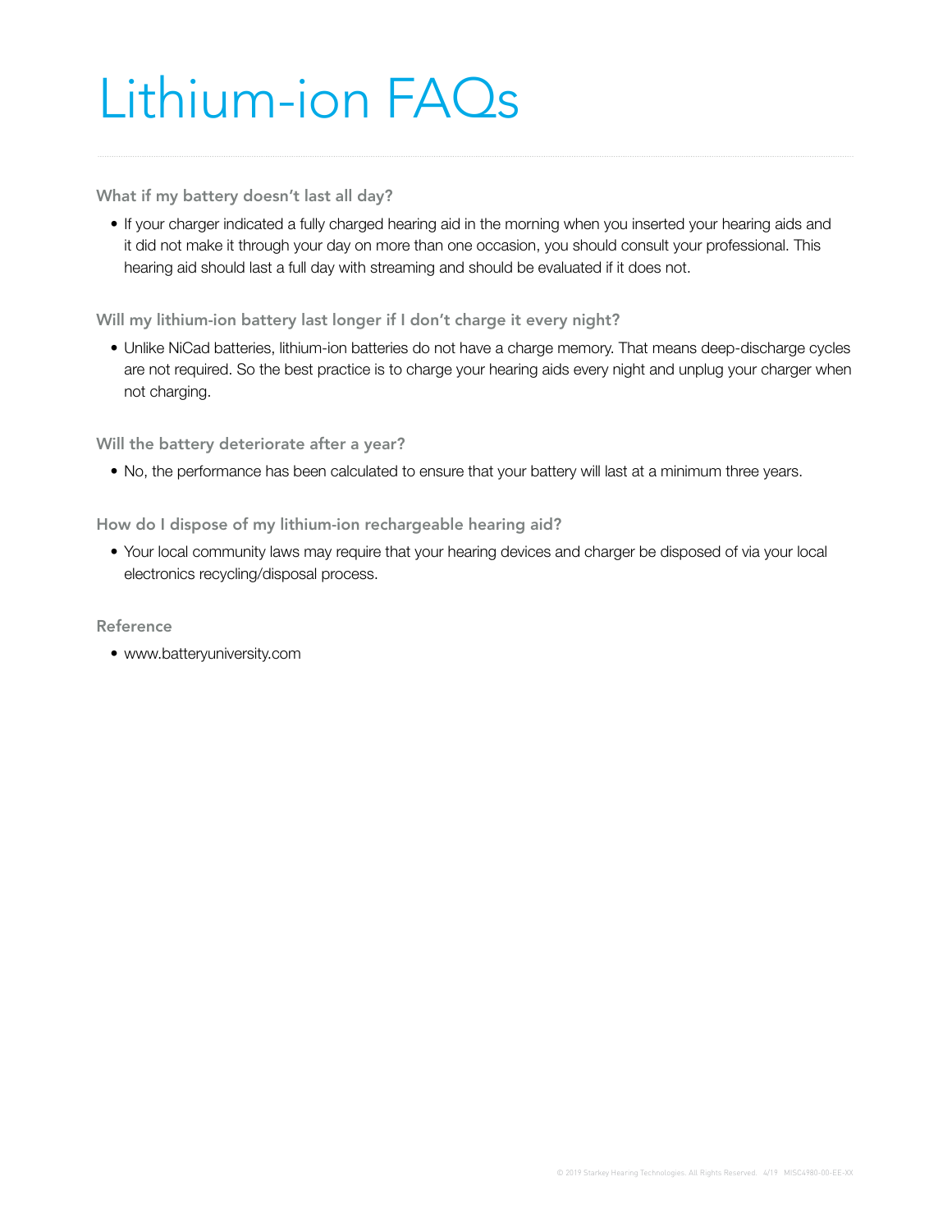# Lithium-ion FAQs

### What if my battery doesn't last all day?

- If your charger indicated a fully charged hearing aid in the morning when you inserted your hearing aids and it did not make it through your day on more than one occasion, you should consult your professional. This hearing aid should last a full day with streaming and should be evaluated if it does not.

### Will my lithium-ion battery last longer if I don't charge it every night?

- Unlike NiCad batteries, lithium-ion batteries do not have a charge memory. That means deep-discharge cycles are not required. So the best practice is to charge your hearing aids every night and unplug your charger when not charging.

### Will the battery deteriorate after a year?

- No, the performance has been calculated to ensure that your battery will last at a minimum three years.

### How do I dispose of my lithium-ion rechargeable hearing aid?

- Your local community laws may require that your hearing devices and charger be disposed of via your local electronics recycling/disposal process.

### Reference

- www.batteryuniversity.com

© 2019 Starkey Hearing Technologies. All Rights Reserved. 4/19 MISC4980-00-EE-XX